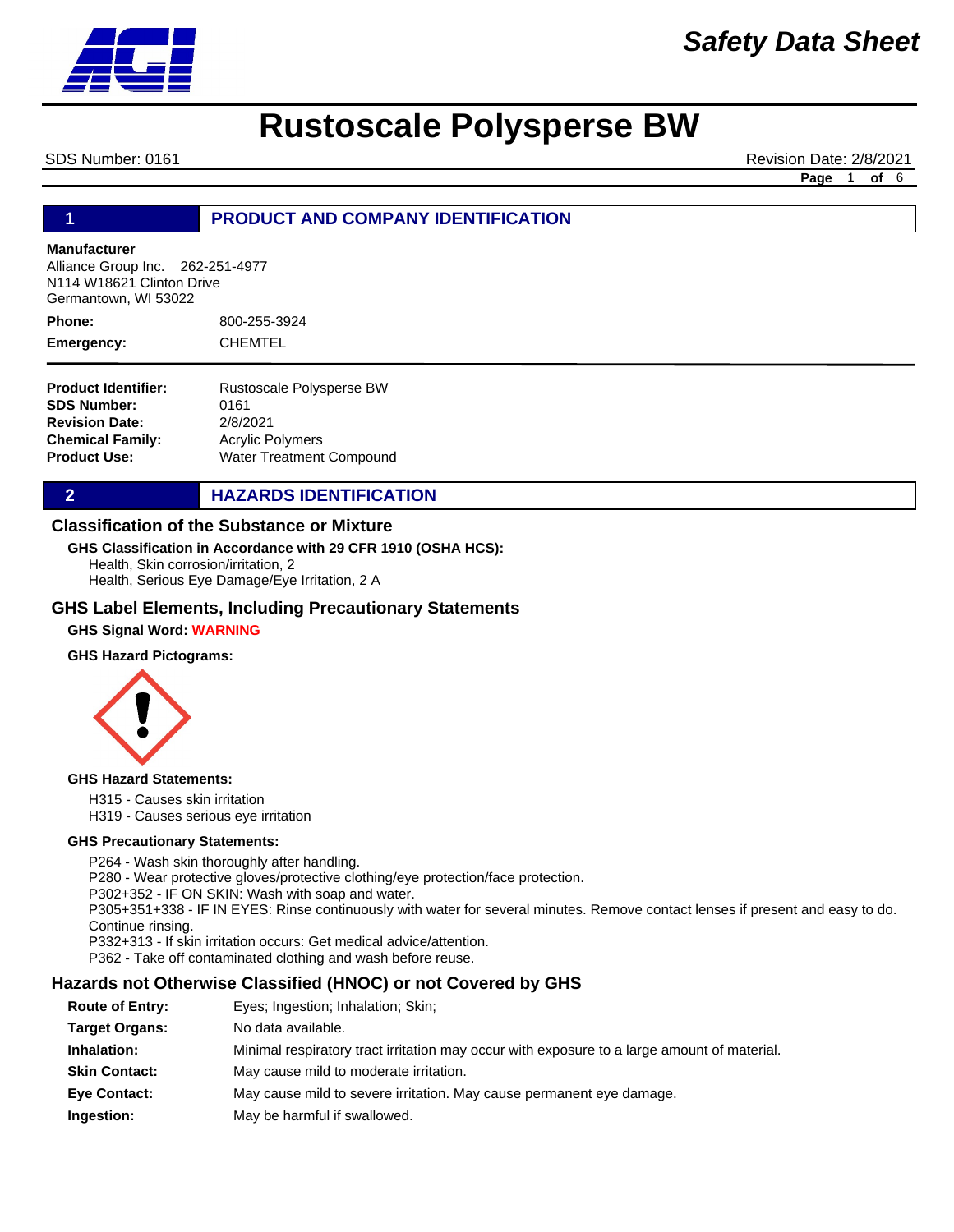*Safety Data Sheet*

# Rustoscale Polysperse BW

SDS Number: 0161    Revision Date: 2/8/2021

## 1 PRODUCT AND COMPANY IDENTIFICATION

**Manufacturer**
Alliance Group Inc. 262-251-4977
N114 W18621 Clinton Drive
Germantown, WI 53022

**Phone:** 800-255-3924
**Emergency:** CHEMTEL

**Product Identifier:** Rustoscale Polysperse BW
**SDS Number:** 0161
**Revision Date:** 2/8/2021
**Chemical Family:** Acrylic Polymers
**Product Use:** Water Treatment Compound

## 2 HAZARDS IDENTIFICATION

### Classification of the Substance or Mixture

**GHS Classification in Accordance with 29 CFR 1910 (OSHA HCS):**
Health, Skin corrosion/irritation, 2
Health, Serious Eye Damage/Eye Irritation, 2 A

### GHS Label Elements, Including Precautionary Statements

**GHS Signal Word:** WARNING

**GHS Hazard Pictograms:**

**GHS Hazard Statements:**

H315 - Causes skin irritation
H319 - Causes serious eye irritation

**GHS Precautionary Statements:**

P264 - Wash skin thoroughly after handling.
P280 - Wear protective gloves/protective clothing/eye protection/face protection.
P302+352 - IF ON SKIN: Wash with soap and water.
P305+351+338 - IF IN EYES: Rinse continuously with water for several minutes. Remove contact lenses if present and easy to do. Continue rinsing.
P332+313 - If skin irritation occurs: Get medical advice/attention.
P362 - Take off contaminated clothing and wash before reuse.

### Hazards not Otherwise Classified (HNOC) or not Covered by GHS

**Route of Entry:** Eyes; Ingestion; Inhalation; Skin;
**Target Organs:** No data available.
**Inhalation:** Minimal respiratory tract irritation may occur with exposure to a large amount of material.
**Skin Contact:** May cause mild to moderate irritation.
**Eye Contact:** May cause mild to severe irritation. May cause permanent eye damage.
**Ingestion:** May be harmful if swallowed.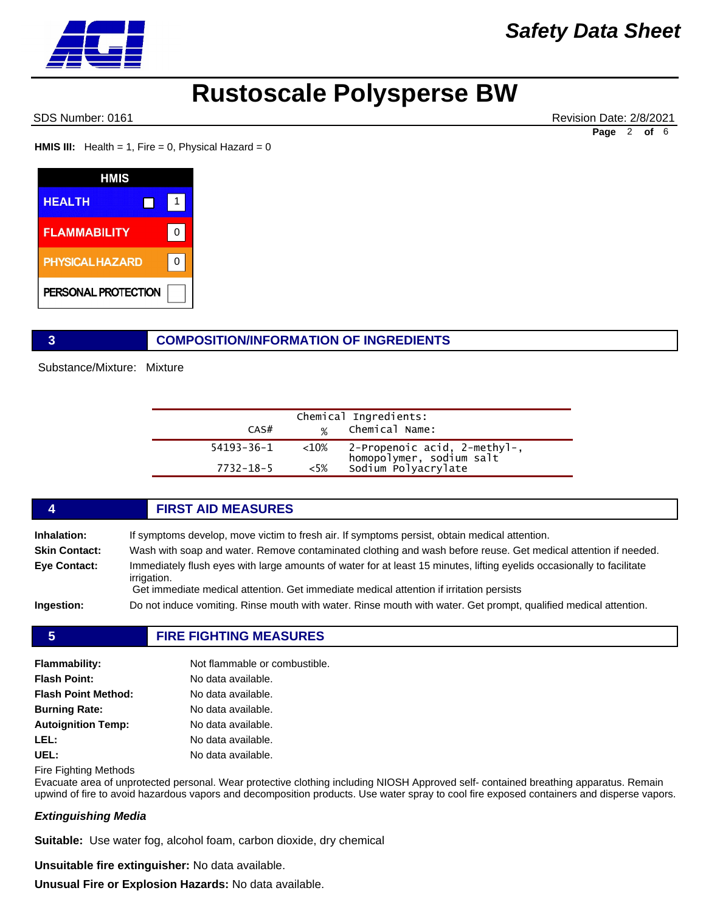# Rustoscale Polysperse BW

SDS Number: 0161 | Revision Date: 2/8/2021

**HMIS III:** Health = 1, Fire = 0, Physical Hazard = 0

| HMIS | |
|---|---|
| HEALTH | 1 |
| FLAMMABILITY | 0 |
| PHYSICAL HAZARD | 0 |
| PERSONAL PROTECTION | |

## 3 COMPOSITION/INFORMATION OF INGREDIENTS

Substance/Mixture: Mixture

Chemical Ingredients:

| CAS# | % | Chemical Name: |
|---|---|---|
| 54193-36-1 | <10% | 2-Propenoic acid, 2-methyl-, homopolymer, sodium salt |
| 7732-18-5 | <5% | Sodium Polyacrylate |

## 4 FIRST AID MEASURES

**Inhalation:** If symptoms develop, move victim to fresh air. If symptoms persist, obtain medical attention.

**Skin Contact:** Wash with soap and water. Remove contaminated clothing and wash before reuse. Get medical attention if needed.

**Eye Contact:** Immediately flush eyes with large amounts of water for at least 15 minutes, lifting eyelids occasionally to facilitate irrigation.
Get immediate medical attention. Get immediate medical attention if irritation persists

**Ingestion:** Do not induce vomiting. Rinse mouth with water. Rinse mouth with water. Get prompt, qualified medical attention.

## 5 FIRE FIGHTING MEASURES

**Flammability:** Not flammable or combustible.

**Flash Point:** No data available.

**Flash Point Method:** No data available.

**Burning Rate:** No data available.

**Autoignition Temp:** No data available.

**LEL:** No data available.

**UEL:** No data available.

Fire Fighting Methods

Evacuate area of unprotected personal. Wear protective clothing including NIOSH Approved self- contained breathing apparatus. Remain upwind of fire to avoid hazardous vapors and decomposition products. Use water spray to cool fire exposed containers and disperse vapors.

***Extinguishing Media***

**Suitable:** Use water fog, alcohol foam, carbon dioxide, dry chemical

**Unsuitable fire extinguisher:** No data available.

**Unusual Fire or Explosion Hazards:** No data available.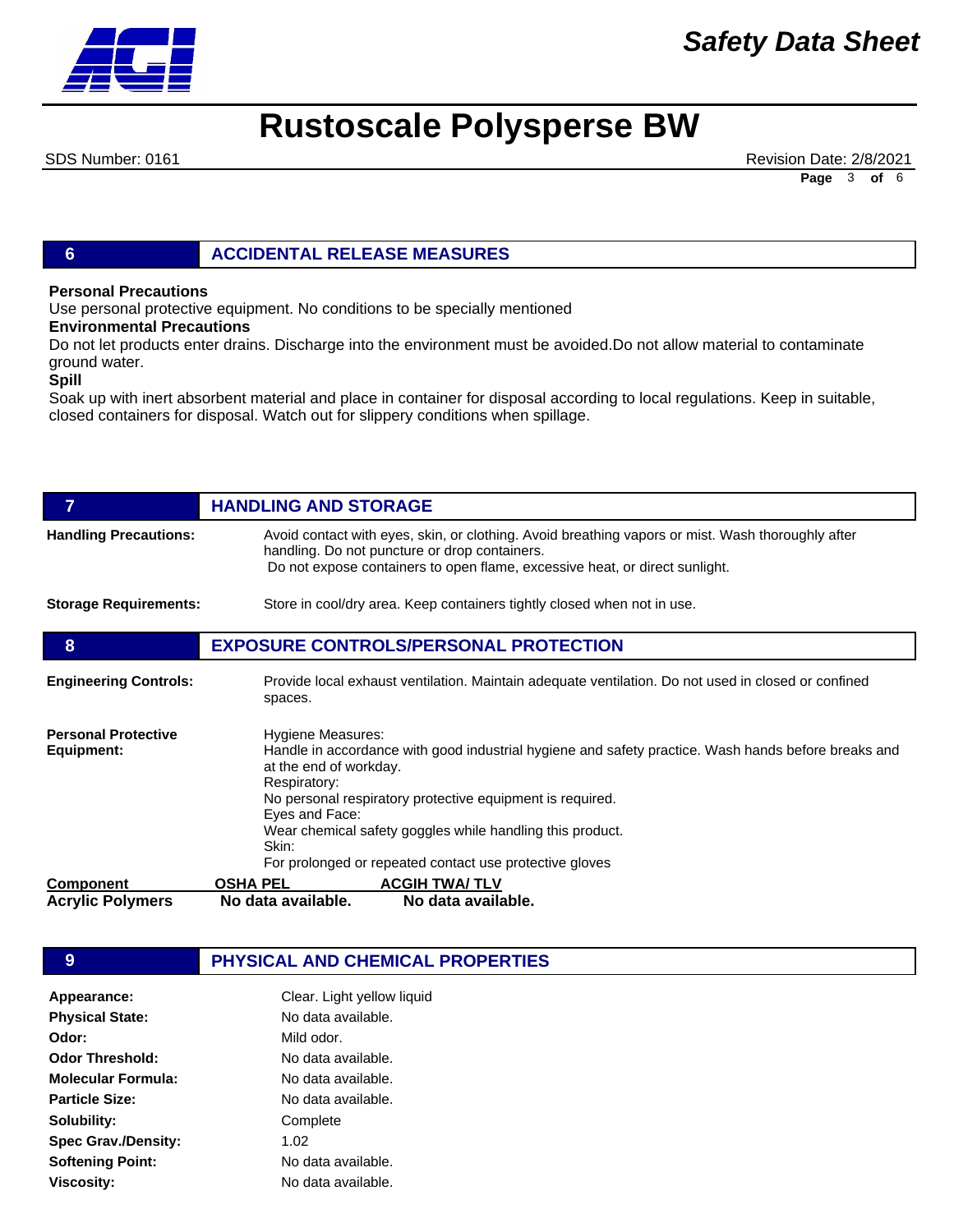## 6 ACCIDENTAL RELEASE MEASURES

**Personal Precautions**

Use personal protective equipment. No conditions to be specially mentioned

**Environmental Precautions**

Do not let products enter drains. Discharge into the environment must be avoided.Do not allow material to contaminate ground water.

**Spill**

Soak up with inert absorbent material and place in container for disposal according to local regulations. Keep in suitable, closed containers for disposal. Watch out for slippery conditions when spillage.

## 7 HANDLING AND STORAGE

**Handling Precautions:** Avoid contact with eyes, skin, or clothing. Avoid breathing vapors or mist. Wash thoroughly after handling. Do not puncture or drop containers.
Do not expose containers to open flame, excessive heat, or direct sunlight.

**Storage Requirements:** Store in cool/dry area. Keep containers tightly closed when not in use.

## 8 EXPOSURE CONTROLS/PERSONAL PROTECTION

**Engineering Controls:** Provide local exhaust ventilation. Maintain adequate ventilation. Do not used in closed or confined spaces.

**Personal Protective Equipment:**

Hygiene Measures:
Handle in accordance with good industrial hygiene and safety practice. Wash hands before breaks and at the end of workday.
Respiratory:
No personal respiratory protective equipment is required.
Eyes and Face:
Wear chemical safety goggles while handling this product.
Skin:
For prolonged or repeated contact use protective gloves

| Component | OSHA PEL | ACGIH TWA/ TLV |
|---|---|---|
| **Acrylic Polymers** | **No data available.** | **No data available.** |

## 9 PHYSICAL AND CHEMICAL PROPERTIES

| | |
|---|---|
| **Appearance:** | Clear. Light yellow liquid |
| **Physical State:** | No data available. |
| **Odor:** | Mild odor. |
| **Odor Threshold:** | No data available. |
| **Molecular Formula:** | No data available. |
| **Particle Size:** | No data available. |
| **Solubility:** | Complete |
| **Spec Grav./Density:** | 1.02 |
| **Softening Point:** | No data available. |
| **Viscosity:** | No data available. |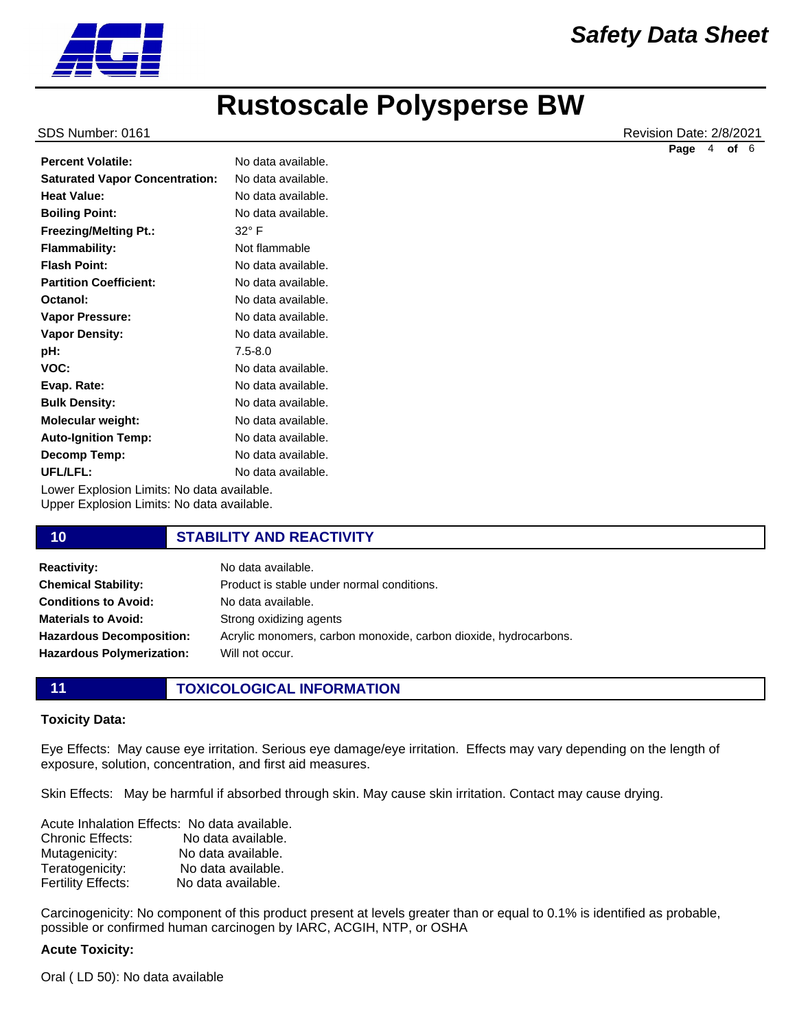| | |
|---|---|
| **Percent Volatile:** | No data available. |
| **Saturated Vapor Concentration:** | No data available. |
| **Heat Value:** | No data available. |
| **Boiling Point:** | No data available. |
| **Freezing/Melting Pt.:** | 32° F |
| **Flammability:** | Not flammable |
| **Flash Point:** | No data available. |
| **Partition Coefficient:** | No data available. |
| **Octanol:** | No data available. |
| **Vapor Pressure:** | No data available. |
| **Vapor Density:** | No data available. |
| **pH:** | 7.5-8.0 |
| **VOC:** | No data available. |
| **Evap. Rate:** | No data available. |
| **Bulk Density:** | No data available. |
| **Molecular weight:** | No data available. |
| **Auto-Ignition Temp:** | No data available. |
| **Decomp Temp:** | No data available. |
| **UFL/LFL:** | No data available. |

Lower Explosion Limits: No data available.
Upper Explosion Limits: No data available.

## 10 STABILITY AND REACTIVITY

| | |
|---|---|
| **Reactivity:** | No data available. |
| **Chemical Stability:** | Product is stable under normal conditions. |
| **Conditions to Avoid:** | No data available. |
| **Materials to Avoid:** | Strong oxidizing agents |
| **Hazardous Decomposition:** | Acrylic monomers, carbon monoxide, carbon dioxide, hydrocarbons. |
| **Hazardous Polymerization:** | Will not occur. |

## 11 TOXICOLOGICAL INFORMATION

**Toxicity Data:**

Eye Effects: May cause eye irritation. Serious eye damage/eye irritation. Effects may vary depending on the length of exposure, solution, concentration, and first aid measures.

Skin Effects: May be harmful if absorbed through skin. May cause skin irritation. Contact may cause drying.

Acute Inhalation Effects: No data available.
Chronic Effects: No data available.
Mutagenicity: No data available.
Teratogenicity: No data available.
Fertility Effects: No data available.

Carcinogenicity: No component of this product present at levels greater than or equal to 0.1% is identified as probable, possible or confirmed human carcinogen by IARC, ACGIH, NTP, or OSHA

**Acute Toxicity:**

Oral ( LD 50): No data available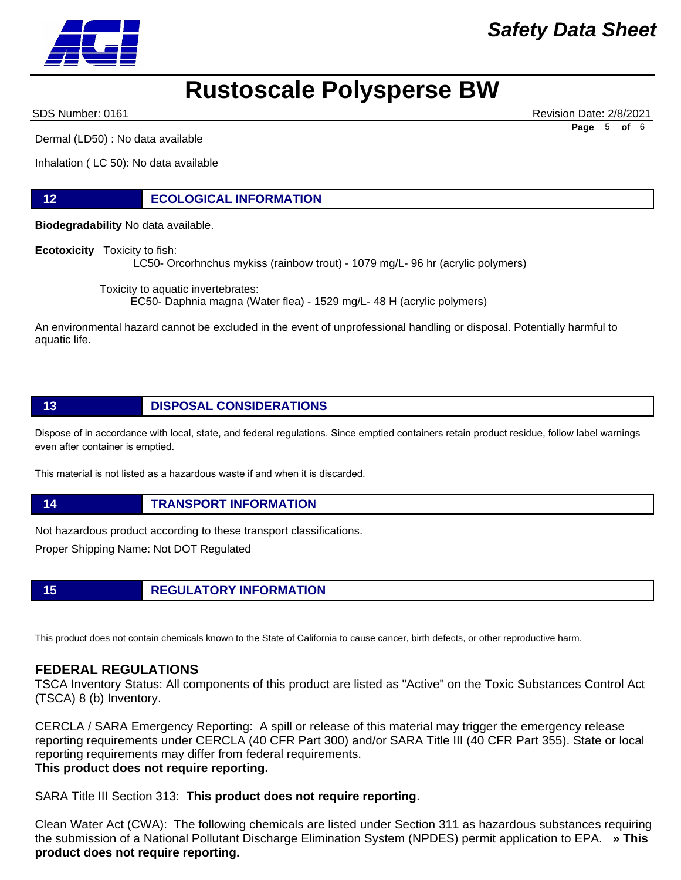Dermal (LD50) : No data available

Inhalation ( LC 50): No data available

## 12 ECOLOGICAL INFORMATION

**Biodegradability** No data available.

**Ecotoxicity** Toxicity to fish:

LC50- Orcorhnchus mykiss (rainbow trout) - 1079 mg/L- 96 hr (acrylic polymers)

Toxicity to aquatic invertebrates:

EC50- Daphnia magna (Water flea) - 1529 mg/L- 48 H (acrylic polymers)

An environmental hazard cannot be excluded in the event of unprofessional handling or disposal. Potentially harmful to aquatic life.

## 13 DISPOSAL CONSIDERATIONS

Dispose of in accordance with local, state, and federal regulations. Since emptied containers retain product residue, follow label warnings even after container is emptied.

This material is not listed as a hazardous waste if and when it is discarded.

## 14 TRANSPORT INFORMATION

Not hazardous product according to these transport classifications.

Proper Shipping Name: Not DOT Regulated

## 15 REGULATORY INFORMATION

This product does not contain chemicals known to the State of California to cause cancer, birth defects, or other reproductive harm.

### FEDERAL REGULATIONS

TSCA Inventory Status: All components of this product are listed as "Active" on the Toxic Substances Control Act (TSCA) 8 (b) Inventory.

CERCLA / SARA Emergency Reporting: A spill or release of this material may trigger the emergency release reporting requirements under CERCLA (40 CFR Part 300) and/or SARA Title III (40 CFR Part 355). State or local reporting requirements may differ from federal requirements.
**This product does not require reporting.**

SARA Title III Section 313: **This product does not require reporting**.

Clean Water Act (CWA): The following chemicals are listed under Section 311 as hazardous substances requiring the submission of a National Pollutant Discharge Elimination System (NPDES) permit application to EPA. **» This product does not require reporting.**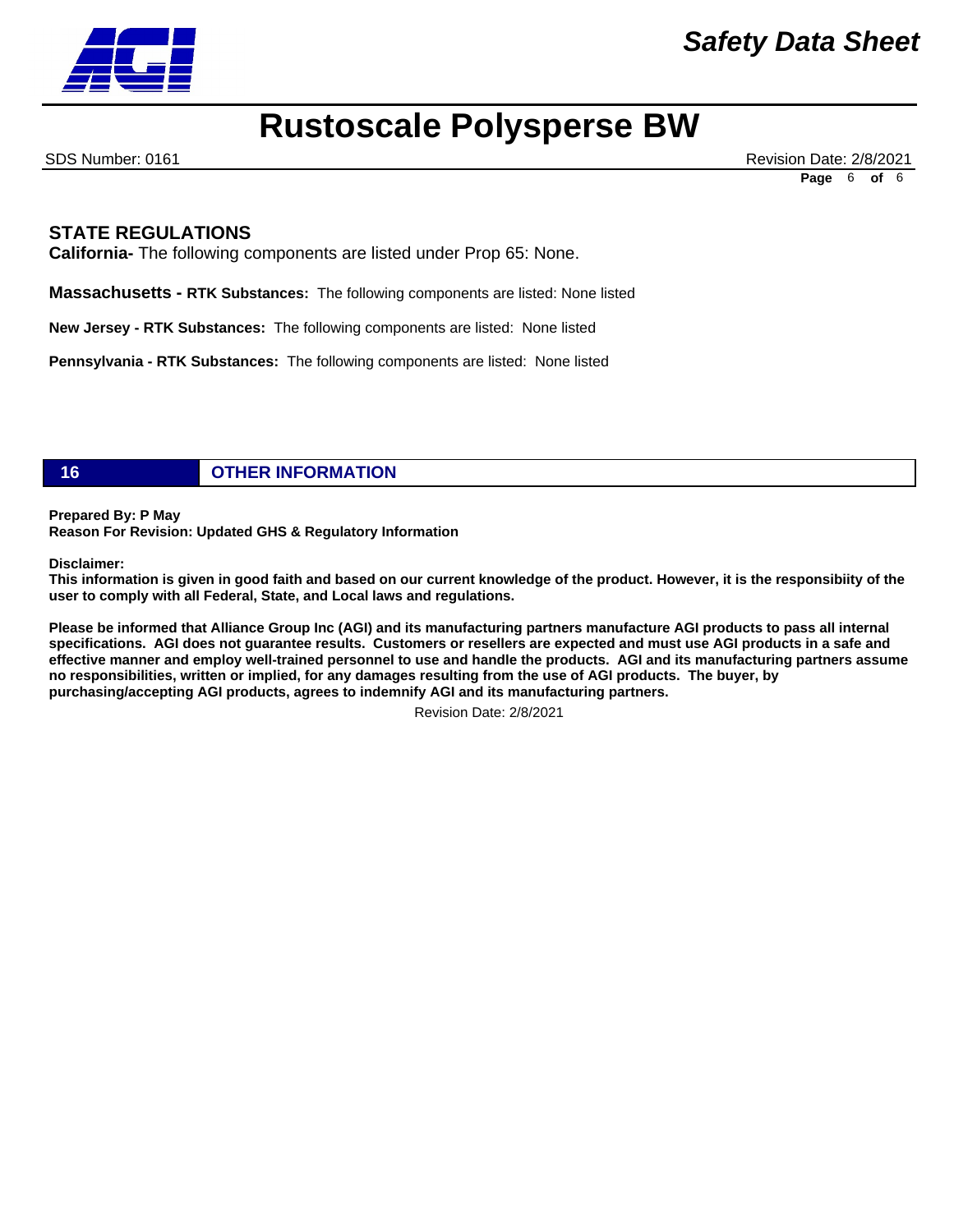## STATE REGULATIONS

**California-** The following components are listed under Prop 65: None.

**Massachusetts - RTK Substances:** The following components are listed: None listed

**New Jersey - RTK Substances:** The following components are listed: None listed

**Pennsylvania - RTK Substances:** The following components are listed: None listed

## 16 OTHER INFORMATION

**Prepared By: P May**
**Reason For Revision: Updated GHS & Regulatory Information**

**Disclaimer:**
**This information is given in good faith and based on our current knowledge of the product. However, it is the responsibiity of the user to comply with all Federal, State, and Local laws and regulations.**

**Please be informed that Alliance Group Inc (AGI) and its manufacturing partners manufacture AGI products to pass all internal specifications. AGI does not guarantee results. Customers or resellers are expected and must use AGI products in a safe and effective manner and employ well-trained personnel to use and handle the products. AGI and its manufacturing partners assume no responsibilities, written or implied, for any damages resulting from the use of AGI products. The buyer, by purchasing/accepting AGI products, agrees to indemnify AGI and its manufacturing partners.**

Revision Date: 2/8/2021